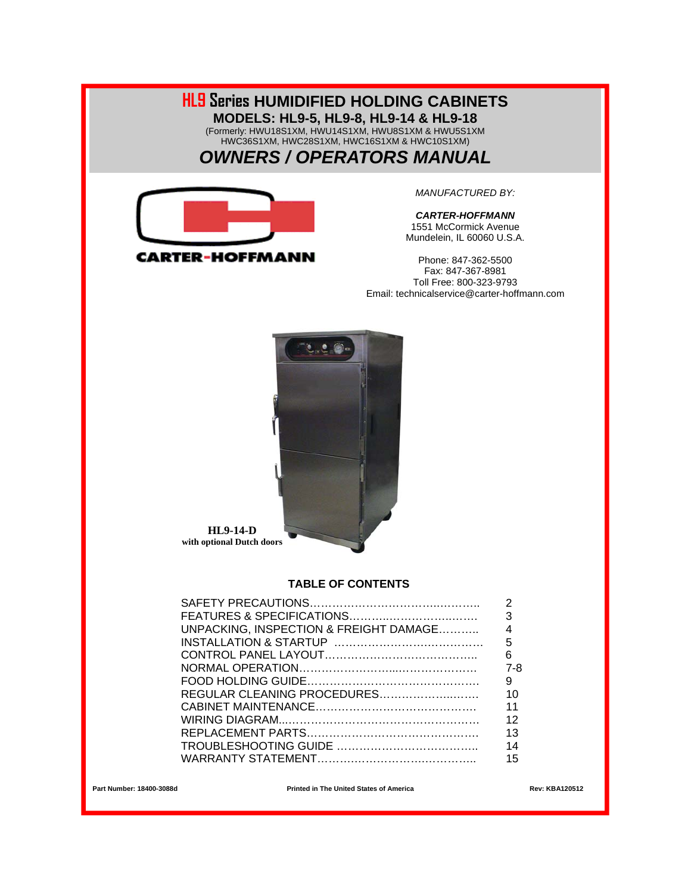# HL9 Series HUMIDIFIED HOLDING CABINETS

## MODELS: HL9-5, HL9-8, HL9-14 & HL9-18

(Formerly: HWU18S1XM, HWU14S1XM, HWU8S1XM & HWU5S1XM
HWC36S1XM, HWC28S1XM, HWC16S1XM & HWC10S1XM)

# *OWNERS / OPERATORS MANUAL*

CARTER-HOFFMANN

*MANUFACTURED BY:*

***CARTER-HOFFMANN***
1551 McCormick Avenue
Mundelein, IL 60060 U.S.A.

Phone: 847-362-5500
Fax: 847-367-8981
Toll Free: 800-323-9793
Email: technicalservice@carter-hoffmann.com

**HL9-14-D**
**with optional Dutch doors**

### TABLE OF CONTENTS

| | |
|---|---|
| SAFETY PRECAUTIONS | 2 |
| FEATURES & SPECIFICATIONS | 3 |
| UNPACKING, INSPECTION & FREIGHT DAMAGE | 4 |
| INSTALLATION & STARTUP | 5 |
| CONTROL PANEL LAYOUT | 6 |
| NORMAL OPERATION | 7-8 |
| FOOD HOLDING GUIDE | 9 |
| REGULAR CLEANING PROCEDURES | 10 |
| CABINET MAINTENANCE | 11 |
| WIRING DIAGRAM | 12 |
| REPLACEMENT PARTS | 13 |
| TROUBLESHOOTING GUIDE | 14 |
| WARRANTY STATEMENT | 15 |

**Part Number: 18400-3088d** **Printed in The United States of America** **Rev: KBA120512**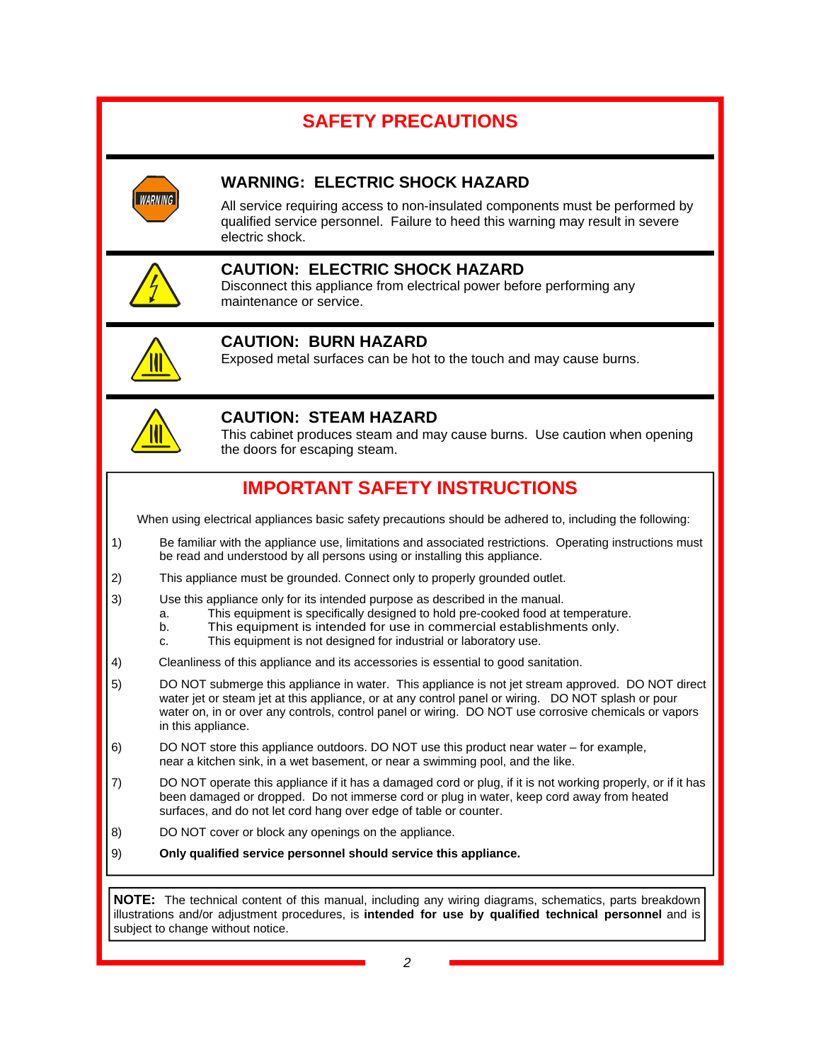# SAFETY PRECAUTIONS

### WARNING: ELECTRIC SHOCK HAZARD

All service requiring access to non-insulated components must be performed by qualified service personnel. Failure to heed this warning may result in severe electric shock.

### CAUTION: ELECTRIC SHOCK HAZARD

Disconnect this appliance from electrical power before performing any maintenance or service.

### CAUTION: BURN HAZARD

Exposed metal surfaces can be hot to the touch and may cause burns.

### CAUTION: STEAM HAZARD

This cabinet produces steam and may cause burns. Use caution when opening the doors for escaping steam.

## IMPORTANT SAFETY INSTRUCTIONS

When using electrical appliances basic safety precautions should be adhered to, including the following:

1) Be familiar with the appliance use, limitations and associated restrictions. Operating instructions must be read and understood by all persons using or installing this appliance.
2) This appliance must be grounded. Connect only to properly grounded outlet.
3) Use this appliance only for its intended purpose as described in the manual.
   - a. This equipment is specifically designed to hold pre-cooked food at temperature.
   - b. This equipment is intended for use in commercial establishments only.
   - c. This equipment is not designed for industrial or laboratory use.
4) Cleanliness of this appliance and its accessories is essential to good sanitation.
5) DO NOT submerge this appliance in water. This appliance is not jet stream approved. DO NOT direct water jet or steam jet at this appliance, or at any control panel or wiring. DO NOT splash or pour water on, in or over any controls, control panel or wiring. DO NOT use corrosive chemicals or vapors in this appliance.
6) DO NOT store this appliance outdoors. DO NOT use this product near water – for example, near a kitchen sink, in a wet basement, or near a swimming pool, and the like.
7) DO NOT operate this appliance if it has a damaged cord or plug, if it is not working properly, or if it has been damaged or dropped. Do not immerse cord or plug in water, keep cord away from heated surfaces, and do not let cord hang over edge of table or counter.
8) DO NOT cover or block any openings on the appliance.
9) **Only qualified service personnel should service this appliance.**

**NOTE:** The technical content of this manual, including any wiring diagrams, schematics, parts breakdown illustrations and/or adjustment procedures, is **intended for use by qualified technical personnel** and is subject to change without notice.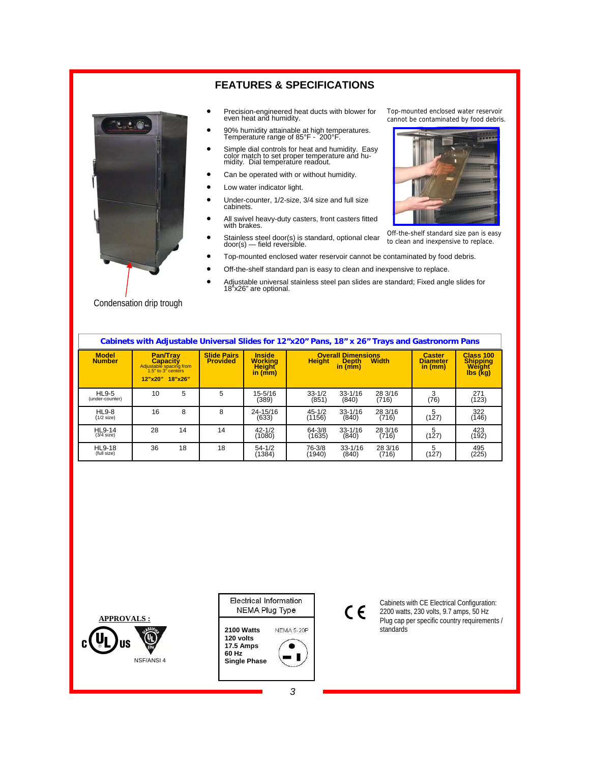## FEATURES & SPECIFICATIONS

- Precision-engineered heat ducts with blower for even heat and humidity.
- 90% humidity attainable at high temperatures. Temperature range of 85°F - 200°F.
- Simple dial controls for heat and humidity. Easy color match to set proper temperature and humidity. Dial temperature readout.
- Can be operated with or without humidity.
- Low water indicator light.
- Under-counter, 1/2-size, 3/4 size and full size cabinets.
- All swivel heavy-duty casters, front casters fitted with brakes.
- Stainless steel door(s) is standard, optional clear door(s) — field reversible.
- Top-mounted enclosed water reservoir cannot be contaminated by food debris.
- Off-the-shelf standard pan is easy to clean and inexpensive to replace.
- Adjustable universal stainless steel pan slides are standard; Fixed angle slides for 18"x26" are optional.

Condensation drip trough

Top-mounted enclosed water reservoir cannot be contaminated by food debris.

Off-the-shelf standard size pan is easy to clean and inexpensive to replace.

**Cabinets with Adjustable Universal Slides for 12"x20" Pans, 18" x 26" Trays and Gastronorm Pans**

| Model Number | Pan/Tray Capacity (Adjustable spacing from 1.5" to 3" centers) 12"x20" | 18"x26" | Slide Pairs Provided | Inside Working Height in (mm) | Overall Dimensions in (mm) Height | Depth | Width | Caster Diameter in (mm) | Class 100 Shipping Weight lbs (kg) |
|---|---|---|---|---|---|---|---|---|---|
| HL9-5 (under-counter) | 10 | 5 | 5 | 15-5/16 (389) | 33-1/2 (851) | 33-1/16 (840) | 28 3/16 (716) | 3 (76) | 271 (123) |
| HL9-8 (1/2 size) | 16 | 8 | 8 | 24-15/16 (633) | 45-1/2 (1156) | 33-1/16 (840) | 28 3/16 (716) | 5 (127) | 322 (146) |
| HL9-14 (3/4 size) | 28 | 14 | 14 | 42-1/2 (1080) | 64-3/8 (1635) | 33-1/16 (840) | 28 3/16 (716) | 5 (127) | 423 (192) |
| HL9-18 (full size) | 36 | 18 | 18 | 54-1/2 (1384) | 76-3/8 (1940) | 33-1/16 (840) | 28 3/16 (716) | 5 (127) | 495 (225) |

**APPROVALS :**

NSF/ANSI 4

| Electrical Information NEMA Plug Type | |
|---|---|
| **2100 Watts** **120 volts** **17.5 Amps** **60 Hz** **Single Phase** | NEMA 5-20P |

Cabinets with CE Electrical Configuration: 2200 watts, 230 volts, 9.7 amps, 50 Hz Plug cap per specific country requirements / standards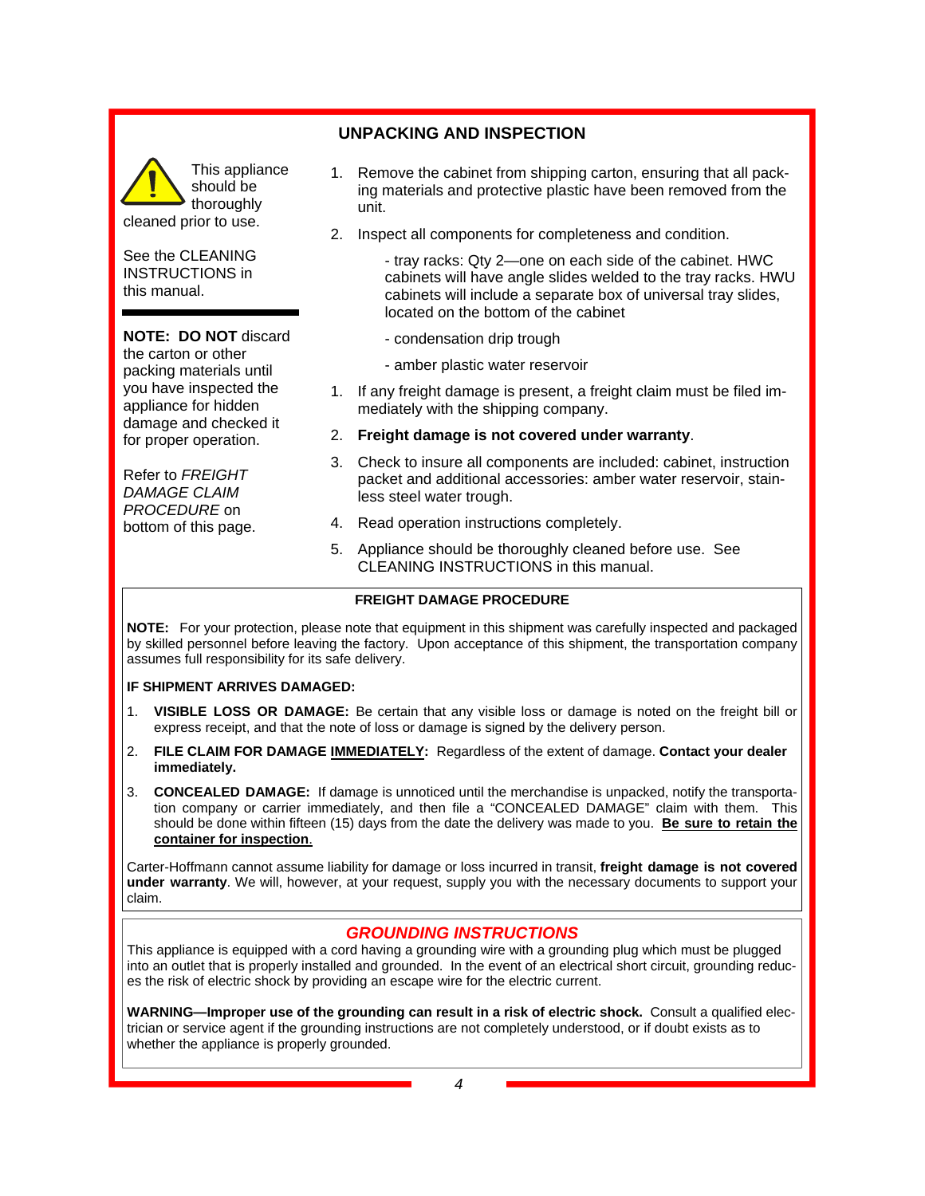## UNPACKING AND INSPECTION

This appliance should be thoroughly cleaned prior to use.

See the CLEANING INSTRUCTIONS in this manual.

**NOTE: DO NOT** discard the carton or other packing materials until you have inspected the appliance for hidden damage and checked it for proper operation.

Refer to *FREIGHT DAMAGE CLAIM PROCEDURE* on bottom of this page.

1. Remove the cabinet from shipping carton, ensuring that all packing materials and protective plastic have been removed from the unit.
2. Inspect all components for completeness and condition.

   - tray racks: Qty 2—one on each side of the cabinet. HWC cabinets will have angle slides welded to the tray racks. HWU cabinets will include a separate box of universal tray slides, located on the bottom of the cabinet
   - condensation drip trough
   - amber plastic water reservoir

1. If any freight damage is present, a freight claim must be filed immediately with the shipping company.
2. **Freight damage is not covered under warranty**.
3. Check to insure all components are included: cabinet, instruction packet and additional accessories: amber water reservoir, stainless steel water trough.
4. Read operation instructions completely.
5. Appliance should be thoroughly cleaned before use. See CLEANING INSTRUCTIONS in this manual.

### FREIGHT DAMAGE PROCEDURE

**NOTE:** For your protection, please note that equipment in this shipment was carefully inspected and packaged by skilled personnel before leaving the factory. Upon acceptance of this shipment, the transportation company assumes full responsibility for its safe delivery.

**IF SHIPMENT ARRIVES DAMAGED:**

1. **VISIBLE LOSS OR DAMAGE:** Be certain that any visible loss or damage is noted on the freight bill or express receipt, and that the note of loss or damage is signed by the delivery person.
2. **FILE CLAIM FOR DAMAGE IMMEDIATELY:** Regardless of the extent of damage. **Contact your dealer immediately.**
3. **CONCEALED DAMAGE:** If damage is unnoticed until the merchandise is unpacked, notify the transportation company or carrier immediately, and then file a "CONCEALED DAMAGE" claim with them. This should be done within fifteen (15) days from the date the delivery was made to you. **Be sure to retain the container for inspection**.

Carter-Hoffmann cannot assume liability for damage or loss incurred in transit, **freight damage is not covered under warranty**. We will, however, at your request, supply you with the necessary documents to support your claim.

### *GROUNDING INSTRUCTIONS*

This appliance is equipped with a cord having a grounding wire with a grounding plug which must be plugged into an outlet that is properly installed and grounded. In the event of an electrical short circuit, grounding reduces the risk of electric shock by providing an escape wire for the electric current.

**WARNING—Improper use of the grounding can result in a risk of electric shock.** Consult a qualified electrician or service agent if the grounding instructions are not completely understood, or if doubt exists as to whether the appliance is properly grounded.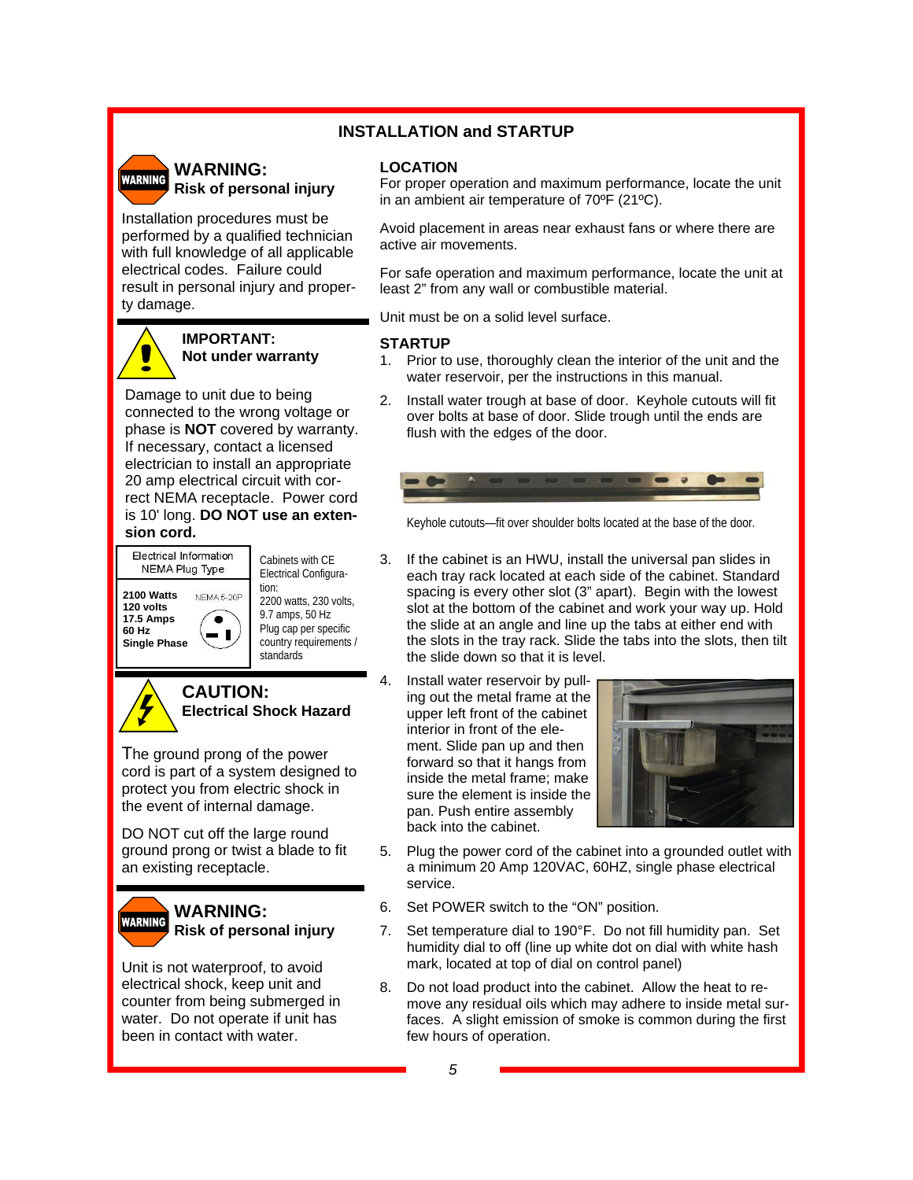# INSTALLATION and STARTUP

## WARNING:
**Risk of personal injury**

Installation procedures must be performed by a qualified technician with full knowledge of all applicable electrical codes. Failure could result in personal injury and property damage.

## IMPORTANT:
**Not under warranty**

Damage to unit due to being connected to the wrong voltage or phase is **NOT** covered by warranty. If necessary, contact a licensed electrician to install an appropriate 20 amp electrical circuit with correct NEMA receptacle. Power cord is 10' long. **DO NOT use an extension cord.**

| Electrical Information NEMA Plug Type | |
|---|---|
| **2100 Watts** **120 volts** **17.5 Amps** **60 Hz** **Single Phase** | NEMA 5-20P |

Cabinets with CE Electrical Configuration: 2200 watts, 230 volts, 9.7 amps, 50 Hz Plug cap per specific country requirements / standards

## CAUTION:
**Electrical Shock Hazard**

The ground prong of the power cord is part of a system designed to protect you from electric shock in the event of internal damage.

DO NOT cut off the large round ground prong or twist a blade to fit an existing receptacle.

## WARNING:
**Risk of personal injury**

Unit is not waterproof, to avoid electrical shock, keep unit and counter from being submerged in water. Do not operate if unit has been in contact with water.

## LOCATION

For proper operation and maximum performance, locate the unit in an ambient air temperature of 70ºF (21ºC).

Avoid placement in areas near exhaust fans or where there are active air movements.

For safe operation and maximum performance, locate the unit at least 2" from any wall or combustible material.

Unit must be on a solid level surface.

## STARTUP

1. Prior to use, thoroughly clean the interior of the unit and the water reservoir, per the instructions in this manual.
2. Install water trough at base of door. Keyhole cutouts will fit over bolts at base of door. Slide trough until the ends are flush with the edges of the door.

   Keyhole cutouts—fit over shoulder bolts located at the base of the door.

3. If the cabinet is an HWU, install the universal pan slides in each tray rack located at each side of the cabinet. Standard spacing is every other slot (3" apart). Begin with the lowest slot at the bottom of the cabinet and work your way up. Hold the slide at an angle and line up the tabs at either end with the slots in the tray rack. Slide the tabs into the slots, then tilt the slide down so that it is level.
4. Install water reservoir by pulling out the metal frame at the upper left front of the cabinet interior in front of the element. Slide pan up and then forward so that it hangs from inside the metal frame; make sure the element is inside the pan. Push entire assembly back into the cabinet.
5. Plug the power cord of the cabinet into a grounded outlet with a minimum 20 Amp 120VAC, 60HZ, single phase electrical service.
6. Set POWER switch to the "ON" position.
7. Set temperature dial to 190°F. Do not fill humidity pan. Set humidity dial to off (line up white dot on dial with white hash mark, located at top of dial on control panel)
8. Do not load product into the cabinet. Allow the heat to remove any residual oils which may adhere to inside metal surfaces. A slight emission of smoke is common during the first few hours of operation.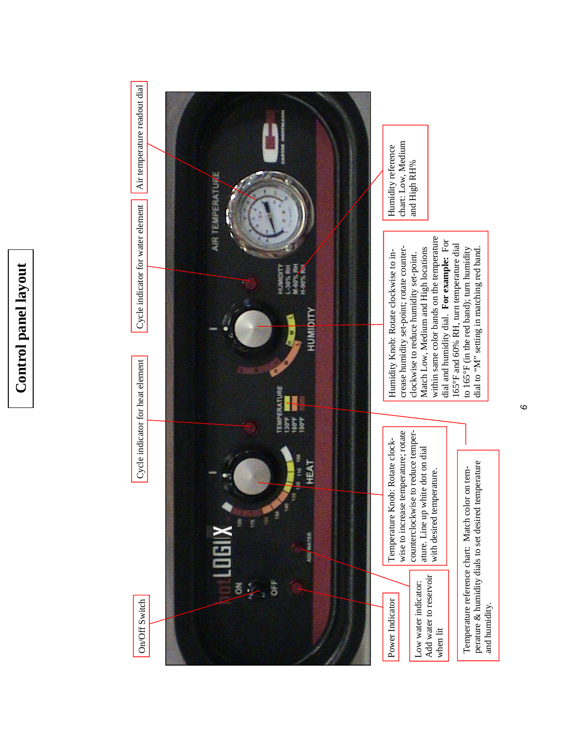# Control panel layout

On/Off Switch

Cycle indicator for heat element

Cycle indicator for water element

Air temperature readout dial

Power Indicator

Low water indicator: Add water to reservoir when lit

Temperature Knob: Rotate clockwise to increase temperature; rotate counterclockwise to reduce temperature. Line up white dot on dial with desired temperature.

Temperature reference chart: Match color on temperature & humidity dials to set desired temperature and humidity.

Humidity Knob: Rotate clockwise to increase humidity set-point; rotate counterclockwise to reduce humidity set-point. Match Low, Medium and High locations within same color bands on the temperature dial and humidity dial. **For example:** For 165°F and 60% RH, turn temperature dial to 165°F (in the red band); turn humidity dial to “M” setting in matching red band.

Humidity reference chart: Low, Medium and High RH%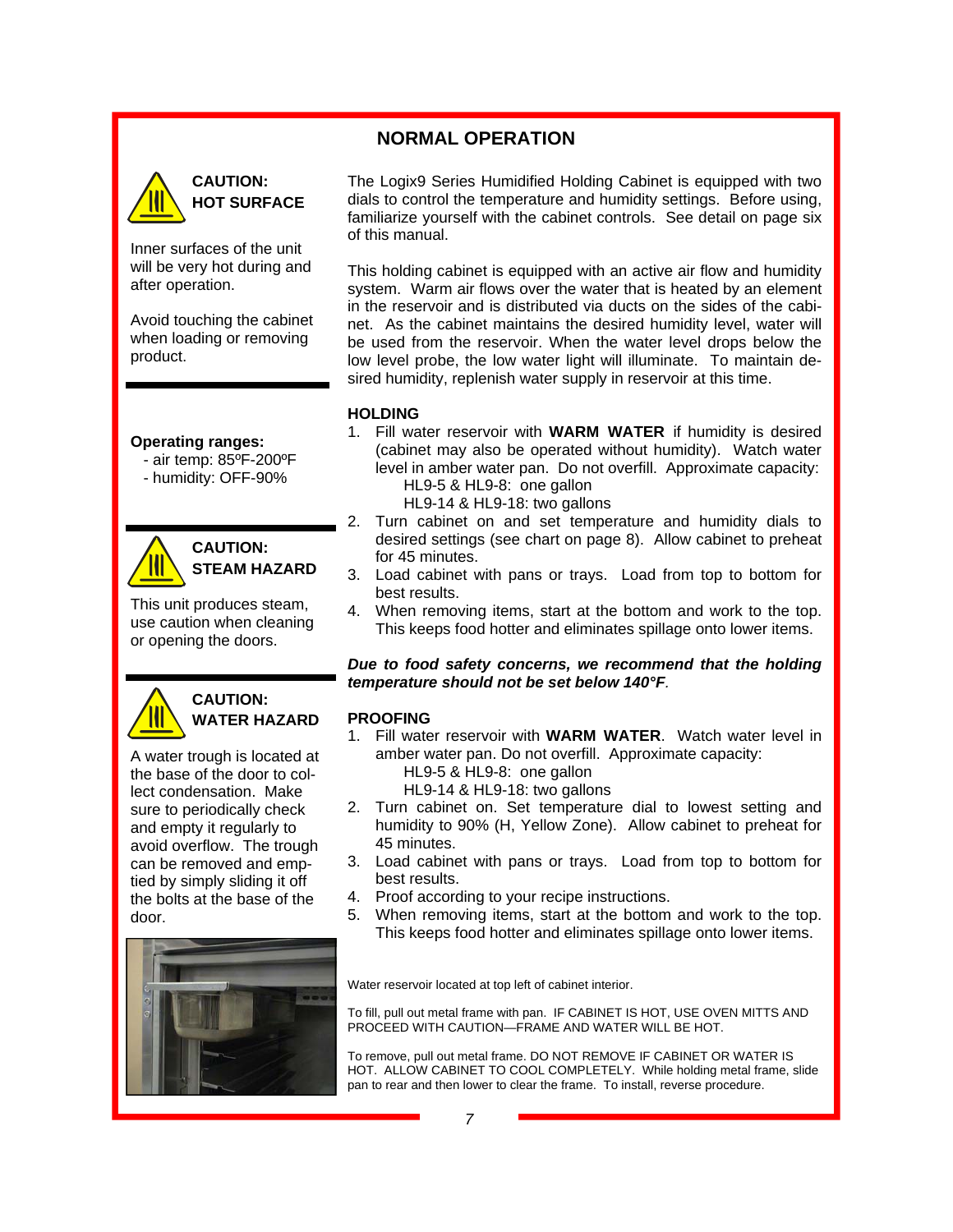## NORMAL OPERATION

**CAUTION: HOT SURFACE**

Inner surfaces of the unit will be very hot during and after operation.

Avoid touching the cabinet when loading or removing product.

**Operating ranges:**
- air temp: 85ºF-200ºF
- humidity: OFF-90%

**CAUTION: STEAM HAZARD**

This unit produces steam, use caution when cleaning or opening the doors.

**CAUTION: WATER HAZARD**

A water trough is located at the base of the door to collect condensation. Make sure to periodically check and empty it regularly to avoid overflow. The trough can be removed and emptied by simply sliding it off the bolts at the base of the door.

The Logix9 Series Humidified Holding Cabinet is equipped with two dials to control the temperature and humidity settings. Before using, familiarize yourself with the cabinet controls. See detail on page six of this manual.

This holding cabinet is equipped with an active air flow and humidity system. Warm air flows over the water that is heated by an element in the reservoir and is distributed via ducts on the sides of the cabinet. As the cabinet maintains the desired humidity level, water will be used from the reservoir. When the water level drops below the low level probe, the low water light will illuminate. To maintain desired humidity, replenish water supply in reservoir at this time.

### HOLDING

1. Fill water reservoir with **WARM WATER** if humidity is desired (cabinet may also be operated without humidity). Watch water level in amber water pan. Do not overfill. Approximate capacity:
   HL9-5 & HL9-8: one gallon
   HL9-14 & HL9-18: two gallons
2. Turn cabinet on and set temperature and humidity dials to desired settings (see chart on page 8). Allow cabinet to preheat for 45 minutes.
3. Load cabinet with pans or trays. Load from top to bottom for best results.
4. When removing items, start at the bottom and work to the top. This keeps food hotter and eliminates spillage onto lower items.

***Due to food safety concerns, we recommend that the holding temperature should not be set below 140°F.***

### PROOFING

1. Fill water reservoir with **WARM WATER**. Watch water level in amber water pan. Do not overfill. Approximate capacity:
   HL9-5 & HL9-8: one gallon
   HL9-14 & HL9-18: two gallons
2. Turn cabinet on. Set temperature dial to lowest setting and humidity to 90% (H, Yellow Zone). Allow cabinet to preheat for 45 minutes.
3. Load cabinet with pans or trays. Load from top to bottom for best results.
4. Proof according to your recipe instructions.
5. When removing items, start at the bottom and work to the top. This keeps food hotter and eliminates spillage onto lower items.

Water reservoir located at top left of cabinet interior.

To fill, pull out metal frame with pan. IF CABINET IS HOT, USE OVEN MITTS AND PROCEED WITH CAUTION—FRAME AND WATER WILL BE HOT.

To remove, pull out metal frame. DO NOT REMOVE IF CABINET OR WATER IS HOT. ALLOW CABINET TO COOL COMPLETELY. While holding metal frame, slide pan to rear and then lower to clear the frame. To install, reverse procedure.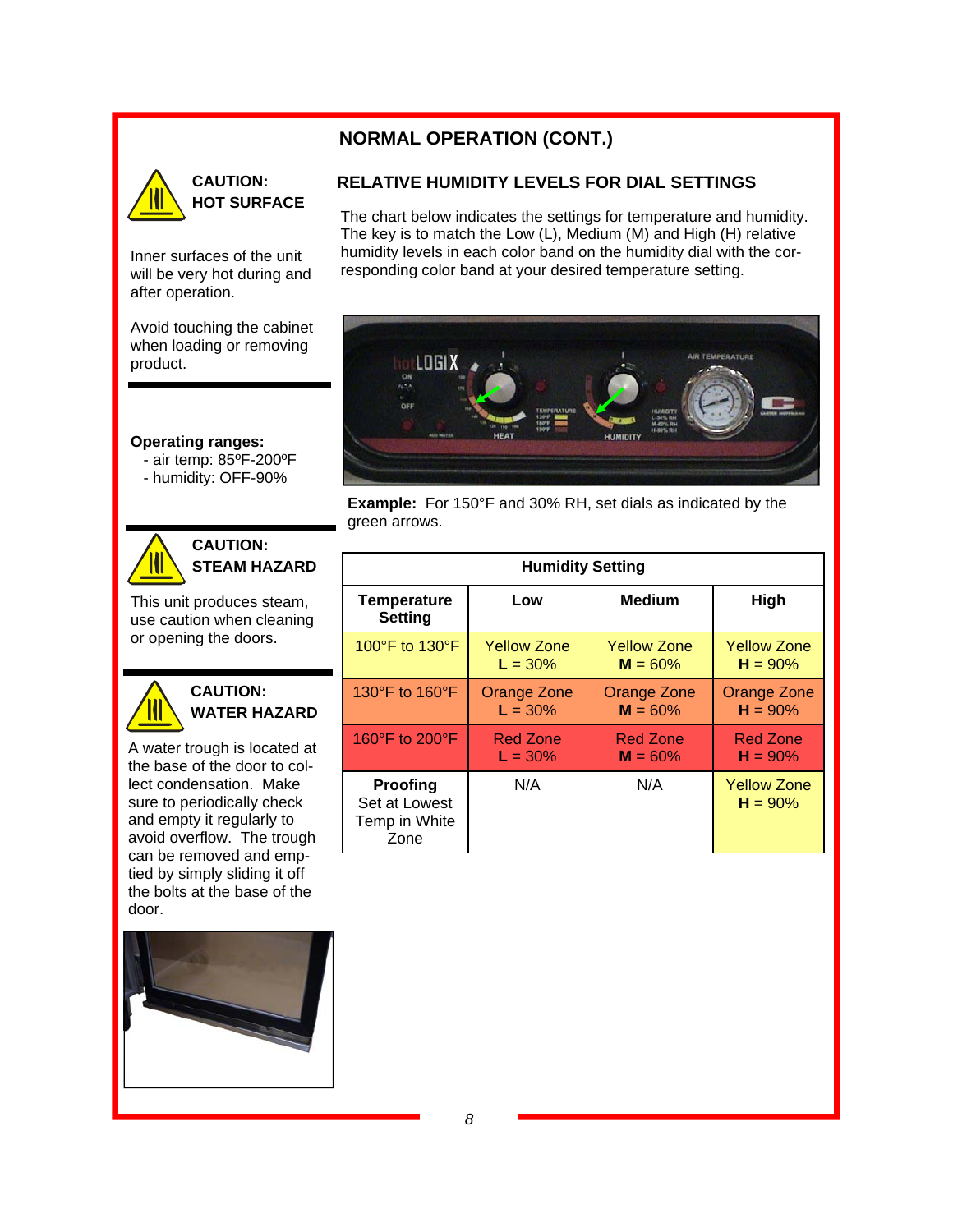## NORMAL OPERATION (CONT.)

**CAUTION: HOT SURFACE**

Inner surfaces of the unit will be very hot during and after operation.

Avoid touching the cabinet when loading or removing product.

**Operating ranges:**
- air temp: 85ºF-200ºF
- humidity: OFF-90%

**CAUTION: STEAM HAZARD**

This unit produces steam, use caution when cleaning or opening the doors.

**CAUTION: WATER HAZARD**

A water trough is located at the base of the door to collect condensation. Make sure to periodically check and empty it regularly to avoid overflow. The trough can be removed and emptied by simply sliding it off the bolts at the base of the door.

### RELATIVE HUMIDITY LEVELS FOR DIAL SETTINGS

The chart below indicates the settings for temperature and humidity. The key is to match the Low (L), Medium (M) and High (H) relative humidity levels in each color band on the humidity dial with the corresponding color band at your desired temperature setting.

**Example:** For 150°F and 30% RH, set dials as indicated by the green arrows.

| Temperature Setting | Humidity Setting | | |
|---|---|---|---|
| | **Low** | **Medium** | **High** |
| 100°F to 130°F | Yellow Zone **L** = 30% | Yellow Zone **M** = 60% | Yellow Zone **H** = 90% |
| 130°F to 160°F | Orange Zone **L** = 30% | Orange Zone **M** = 60% | Orange Zone **H** = 90% |
| 160°F to 200°F | Red Zone **L** = 30% | Red Zone **M** = 60% | Red Zone **H** = 90% |
| **Proofing** Set at Lowest Temp in White Zone | N/A | N/A | Yellow Zone **H** = 90% |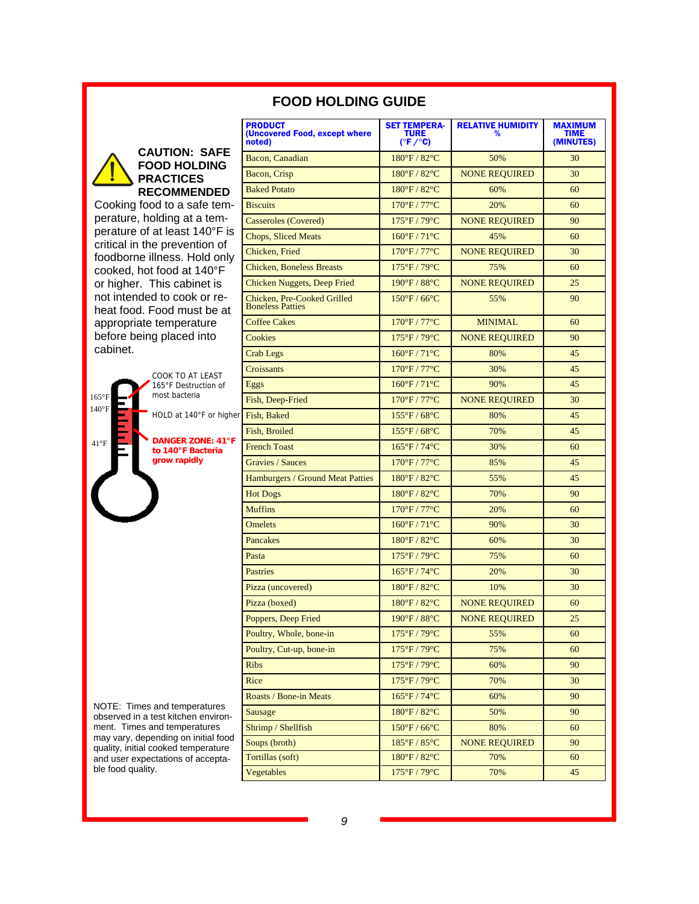# FOOD HOLDING GUIDE

**CAUTION: SAFE FOOD HOLDING PRACTICES RECOMMENDED**

Cooking food to a safe temperature, holding at a temperature of at least 140°F is critical in the prevention of foodborne illness. Hold only cooked, hot food at 140°F or higher. This cabinet is not intended to cook or reheat food. Food must be at appropriate temperature before being placed into cabinet.

165°F — COOK TO AT LEAST 165°F Destruction of most bacteria

140°F — HOLD at 140°F or higher

41°F — **DANGER ZONE: 41°F to 140°F Bacteria grow rapidly**

| PRODUCT (Uncovered Food, except where noted) | SET TEMPERATURE (°F / °C) | RELATIVE HUMIDITY % | MAXIMUM TIME (MINUTES) |
|---|---|---|---|
| Bacon, Canadian | 180°F / 82°C | 50% | 30 |
| Bacon, Crisp | 180°F / 82°C | NONE REQUIRED | 30 |
| Baked Potato | 180°F / 82°C | 60% | 60 |
| Biscuits | 170°F / 77°C | 20% | 60 |
| Casseroles (Covered) | 175°F / 79°C | NONE REQUIRED | 90 |
| Chops, Sliced Meats | 160°F / 71°C | 45% | 60 |
| Chicken, Fried | 170°F / 77°C | NONE REQUIRED | 30 |
| Chicken, Boneless Breasts | 175°F / 79°C | 75% | 60 |
| Chicken Nuggets, Deep Fried | 190°F / 88°C | NONE REQUIRED | 25 |
| Chicken, Pre-Cooked Grilled Boneless Patties | 150°F / 66°C | 55% | 90 |
| Coffee Cakes | 170°F / 77°C | MINIMAL | 60 |
| Cookies | 175°F / 79°C | NONE REQUIRED | 90 |
| Crab Legs | 160°F / 71°C | 80% | 45 |
| Croissants | 170°F / 77°C | 30% | 45 |
| Eggs | 160°F / 71°C | 90% | 45 |
| Fish, Deep-Fried | 170°F / 77°C | NONE REQUIRED | 30 |
| Fish, Baked | 155°F / 68°C | 80% | 45 |
| Fish, Broiled | 155°F / 68°C | 70% | 45 |
| French Toast | 165°F / 74°C | 30% | 60 |
| Gravies / Sauces | 170°F / 77°C | 85% | 45 |
| Hamburgers / Ground Meat Patties | 180°F / 82°C | 55% | 45 |
| Hot Dogs | 180°F / 82°C | 70% | 90 |
| Muffins | 170°F / 77°C | 20% | 60 |
| Omelets | 160°F / 71°C | 90% | 30 |
| Pancakes | 180°F / 82°C | 60% | 30 |
| Pasta | 175°F / 79°C | 75% | 60 |
| Pastries | 165°F / 74°C | 20% | 30 |
| Pizza (uncovered) | 180°F / 82°C | 10% | 30 |
| Pizza (boxed) | 180°F / 82°C | NONE REQUIRED | 60 |
| Poppers, Deep Fried | 190°F / 88°C | NONE REQUIRED | 25 |
| Poultry, Whole, bone-in | 175°F / 79°C | 55% | 60 |
| Poultry, Cut-up, bone-in | 175°F / 79°C | 75% | 60 |
| Ribs | 175°F / 79°C | 60% | 90 |
| Rice | 175°F / 79°C | 70% | 30 |
| Roasts / Bone-in Meats | 165°F / 74°C | 60% | 90 |
| Sausage | 180°F / 82°C | 50% | 90 |
| Shrimp / Shellfish | 150°F / 66°C | 80% | 60 |
| Soups (broth) | 185°F / 85°C | NONE REQUIRED | 90 |
| Tortillas (soft) | 180°F / 82°C | 70% | 60 |
| Vegetables | 175°F / 79°C | 70% | 45 |

NOTE: Times and temperatures observed in a test kitchen environment. Times and temperatures may vary, depending on initial food quality, initial cooked temperature and user expectations of acceptable food quality.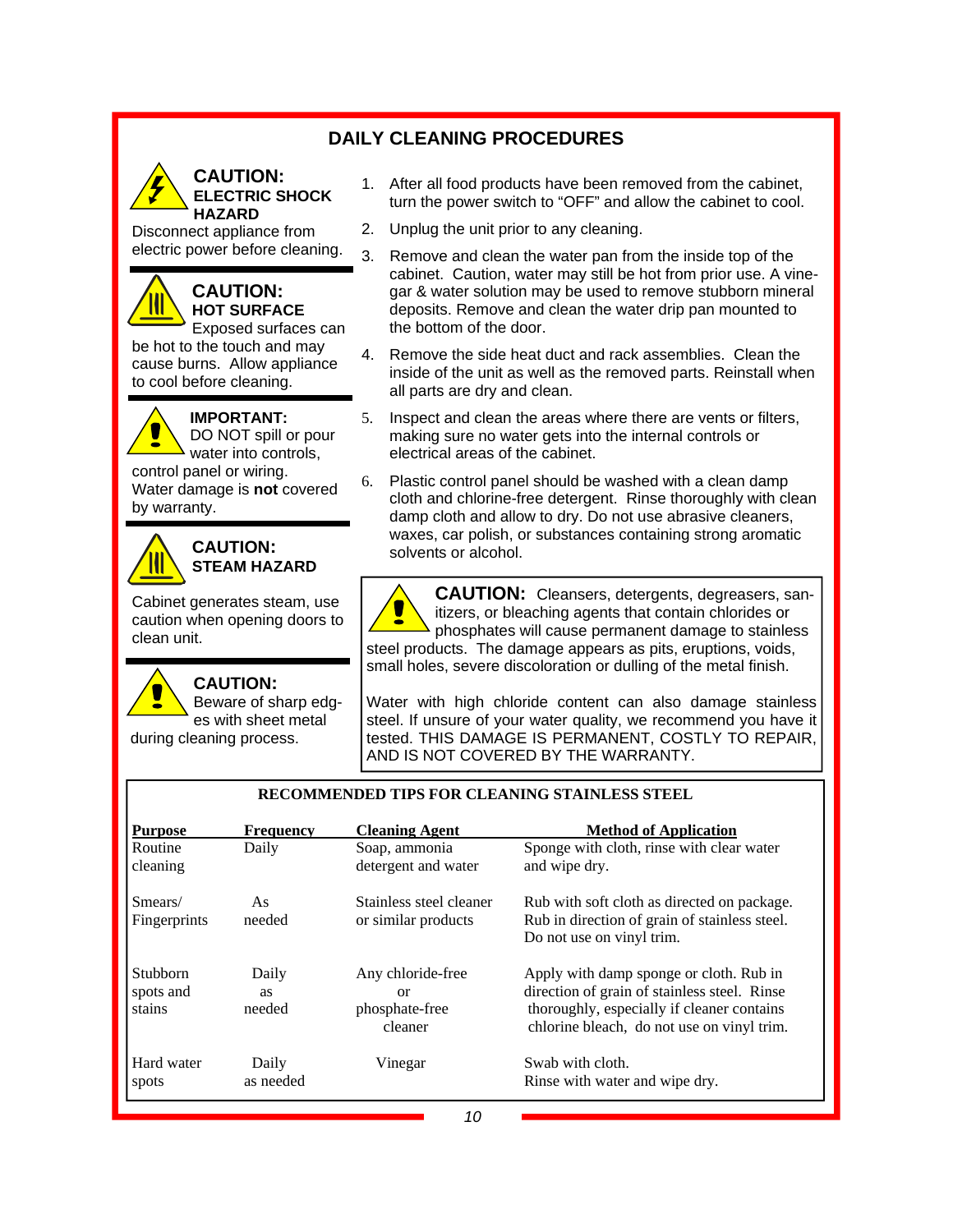# DAILY CLEANING PROCEDURES

**CAUTION:**
**ELECTRIC SHOCK HAZARD**
Disconnect appliance from electric power before cleaning.

**CAUTION:**
**HOT SURFACE**
Exposed surfaces can be hot to the touch and may cause burns. Allow appliance to cool before cleaning.

**IMPORTANT:**
DO NOT spill or pour water into controls, control panel or wiring. Water damage is **not** covered by warranty.

**CAUTION:**
**STEAM HAZARD**

Cabinet generates steam, use caution when opening doors to clean unit.

**CAUTION:**
Beware of sharp edges with sheet metal during cleaning process.

1. After all food products have been removed from the cabinet, turn the power switch to "OFF" and allow the cabinet to cool.
2. Unplug the unit prior to any cleaning.
3. Remove and clean the water pan from the inside top of the cabinet. Caution, water may still be hot from prior use. A vinegar & water solution may be used to remove stubborn mineral deposits. Remove and clean the water drip pan mounted to the bottom of the door.
4. Remove the side heat duct and rack assemblies. Clean the inside of the unit as well as the removed parts. Reinstall when all parts are dry and clean.
5. Inspect and clean the areas where there are vents or filters, making sure no water gets into the internal controls or electrical areas of the cabinet.
6. Plastic control panel should be washed with a clean damp cloth and chlorine-free detergent. Rinse thoroughly with clean damp cloth and allow to dry. Do not use abrasive cleaners, waxes, car polish, or substances containing strong aromatic solvents or alcohol.

**CAUTION:** Cleansers, detergents, degreasers, sanitizers, or bleaching agents that contain chlorides or phosphates will cause permanent damage to stainless steel products. The damage appears as pits, eruptions, voids, small holes, severe discoloration or dulling of the metal finish.

Water with high chloride content can also damage stainless steel. If unsure of your water quality, we recommend you have it tested. THIS DAMAGE IS PERMANENT, COSTLY TO REPAIR, AND IS NOT COVERED BY THE WARRANTY.

**RECOMMENDED TIPS FOR CLEANING STAINLESS STEEL**

| Purpose | Frequency | Cleaning Agent | Method of Application |
|---|---|---|---|
| Routine cleaning | Daily | Soap, ammonia detergent and water | Sponge with cloth, rinse with clear water and wipe dry. |
| Smears/ Fingerprints | As needed | Stainless steel cleaner or similar products | Rub with soft cloth as directed on package. Rub in direction of grain of stainless steel. Do not use on vinyl trim. |
| Stubborn spots and stains | Daily as needed | Any chloride-free or phosphate-free cleaner | Apply with damp sponge or cloth. Rub in direction of grain of stainless steel. Rinse thoroughly, especially if cleaner contains chlorine bleach, do not use on vinyl trim. |
| Hard water spots | Daily as needed | Vinegar | Swab with cloth. Rinse with water and wipe dry. |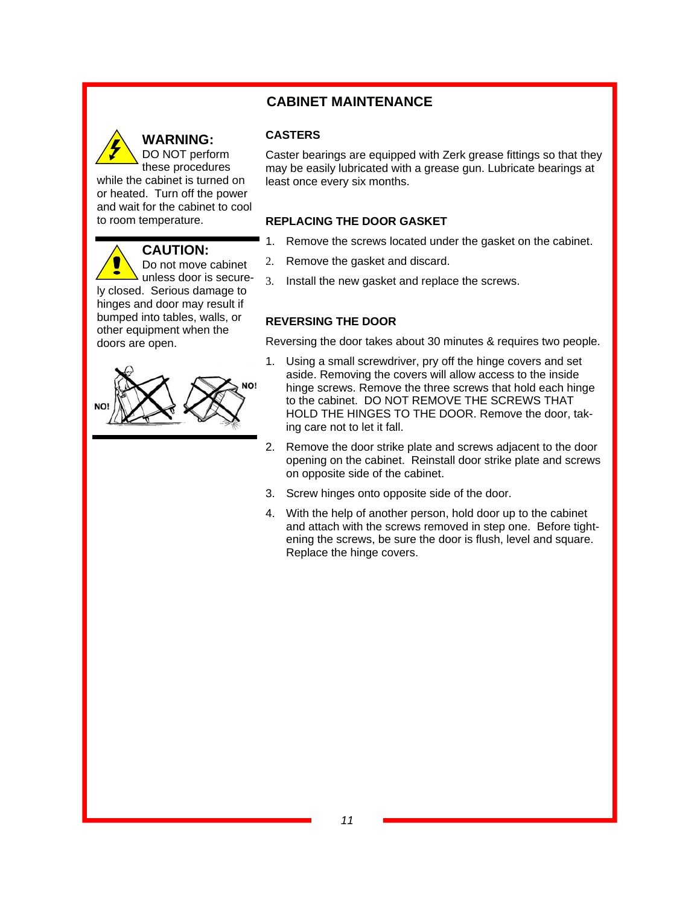## CABINET MAINTENANCE

**WARNING:** DO NOT perform these procedures while the cabinet is turned on or heated. Turn off the power and wait for the cabinet to cool to room temperature.

**CAUTION:** Do not move cabinet unless door is securely closed. Serious damage to hinges and door may result if bumped into tables, walls, or other equipment when the doors are open.

NO! NO!

### CASTERS

Caster bearings are equipped with Zerk grease fittings so that they may be easily lubricated with a grease gun. Lubricate bearings at least once every six months.

### REPLACING THE DOOR GASKET

1. Remove the screws located under the gasket on the cabinet.
2. Remove the gasket and discard.
3. Install the new gasket and replace the screws.

### REVERSING THE DOOR

Reversing the door takes about 30 minutes & requires two people.

1. Using a small screwdriver, pry off the hinge covers and set aside. Removing the covers will allow access to the inside hinge screws. Remove the three screws that hold each hinge to the cabinet. DO NOT REMOVE THE SCREWS THAT HOLD THE HINGES TO THE DOOR. Remove the door, taking care not to let it fall.
2. Remove the door strike plate and screws adjacent to the door opening on the cabinet. Reinstall door strike plate and screws on opposite side of the cabinet.
3. Screw hinges onto opposite side of the door.
4. With the help of another person, hold door up to the cabinet and attach with the screws removed in step one. Before tightening the screws, be sure the door is flush, level and square. Replace the hinge covers.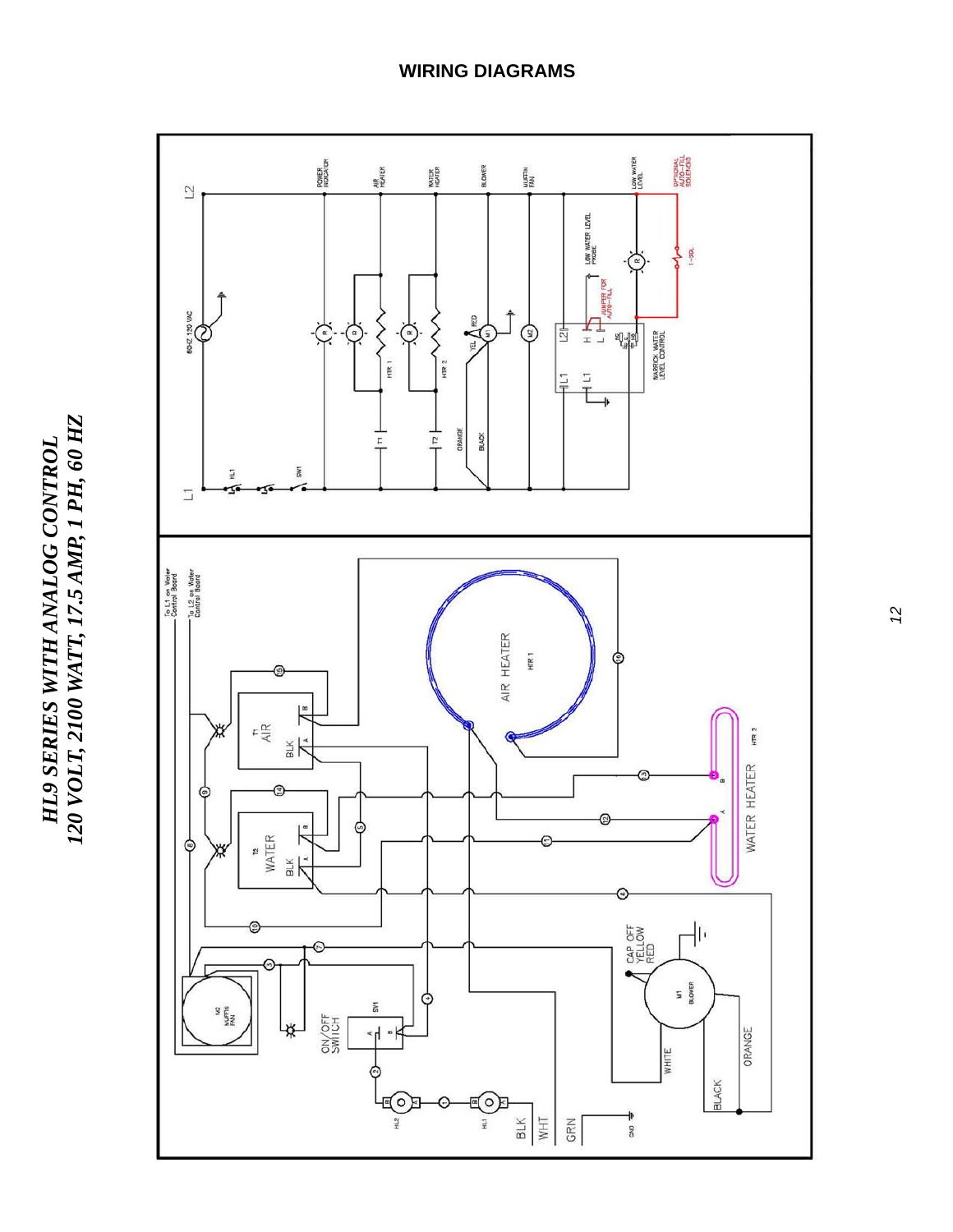# WIRING DIAGRAMS

## *HL9 SERIES WITH ANALOG CONTROL*
## *120 VOLT, 2100 WATT, 17.5 AMP, 1 PH, 60 HZ*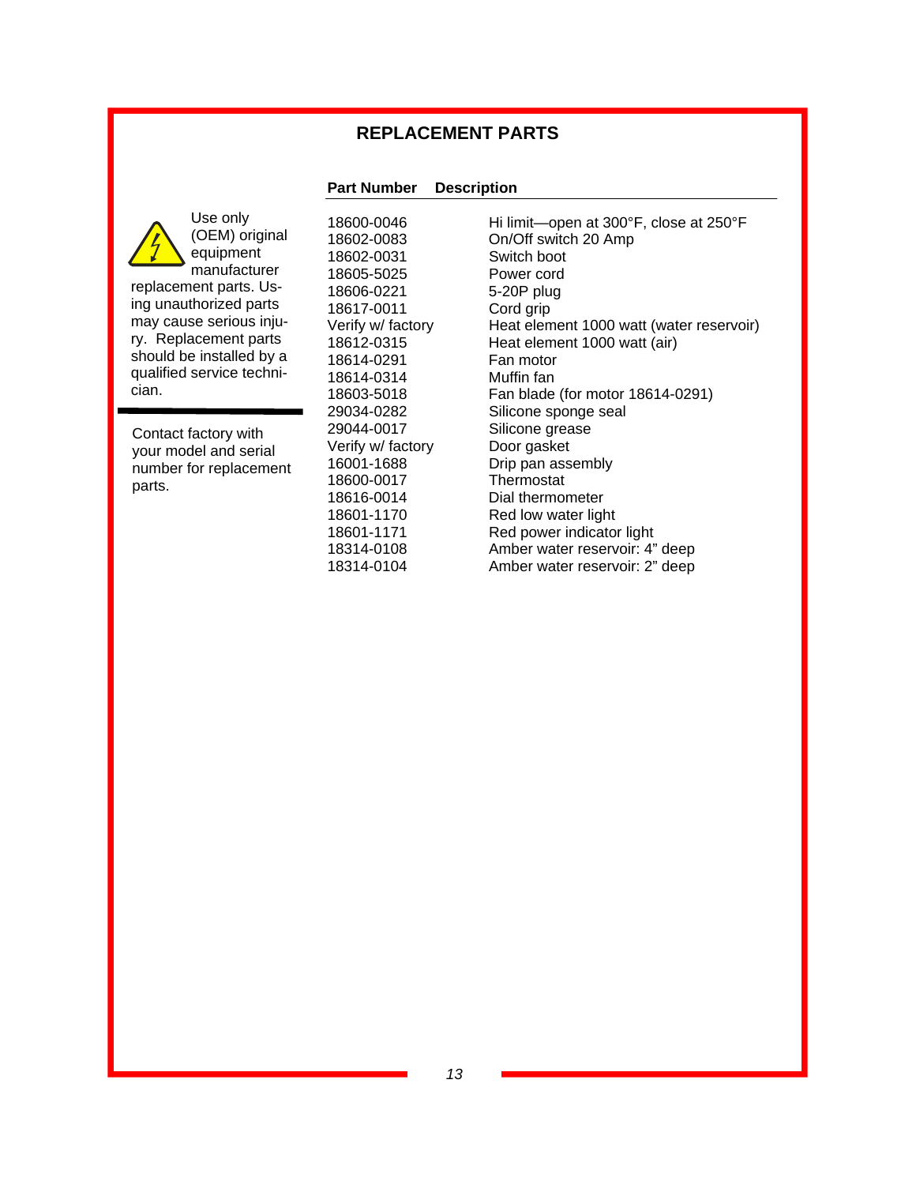## REPLACEMENT PARTS

Use only (OEM) original equipment manufacturer replacement parts. Using unauthorized parts may cause serious injury. Replacement parts should be installed by a qualified service technician.

Contact factory with your model and serial number for replacement parts.

| Part Number | Description |
|---|---|
| 18600-0046 | Hi limit—open at 300°F, close at 250°F |
| 18602-0083 | On/Off switch 20 Amp |
| 18602-0031 | Switch boot |
| 18605-5025 | Power cord |
| 18606-0221 | 5-20P plug |
| 18617-0011 | Cord grip |
| Verify w/ factory | Heat element 1000 watt (water reservoir) |
| 18612-0315 | Heat element 1000 watt (air) |
| 18614-0291 | Fan motor |
| 18614-0314 | Muffin fan |
| 18603-5018 | Fan blade (for motor 18614-0291) |
| 29034-0282 | Silicone sponge seal |
| 29044-0017 | Silicone grease |
| Verify w/ factory | Door gasket |
| 16001-1688 | Drip pan assembly |
| 18600-0017 | Thermostat |
| 18616-0014 | Dial thermometer |
| 18601-1170 | Red low water light |
| 18601-1171 | Red power indicator light |
| 18314-0108 | Amber water reservoir: 4" deep |
| 18314-0104 | Amber water reservoir: 2" deep |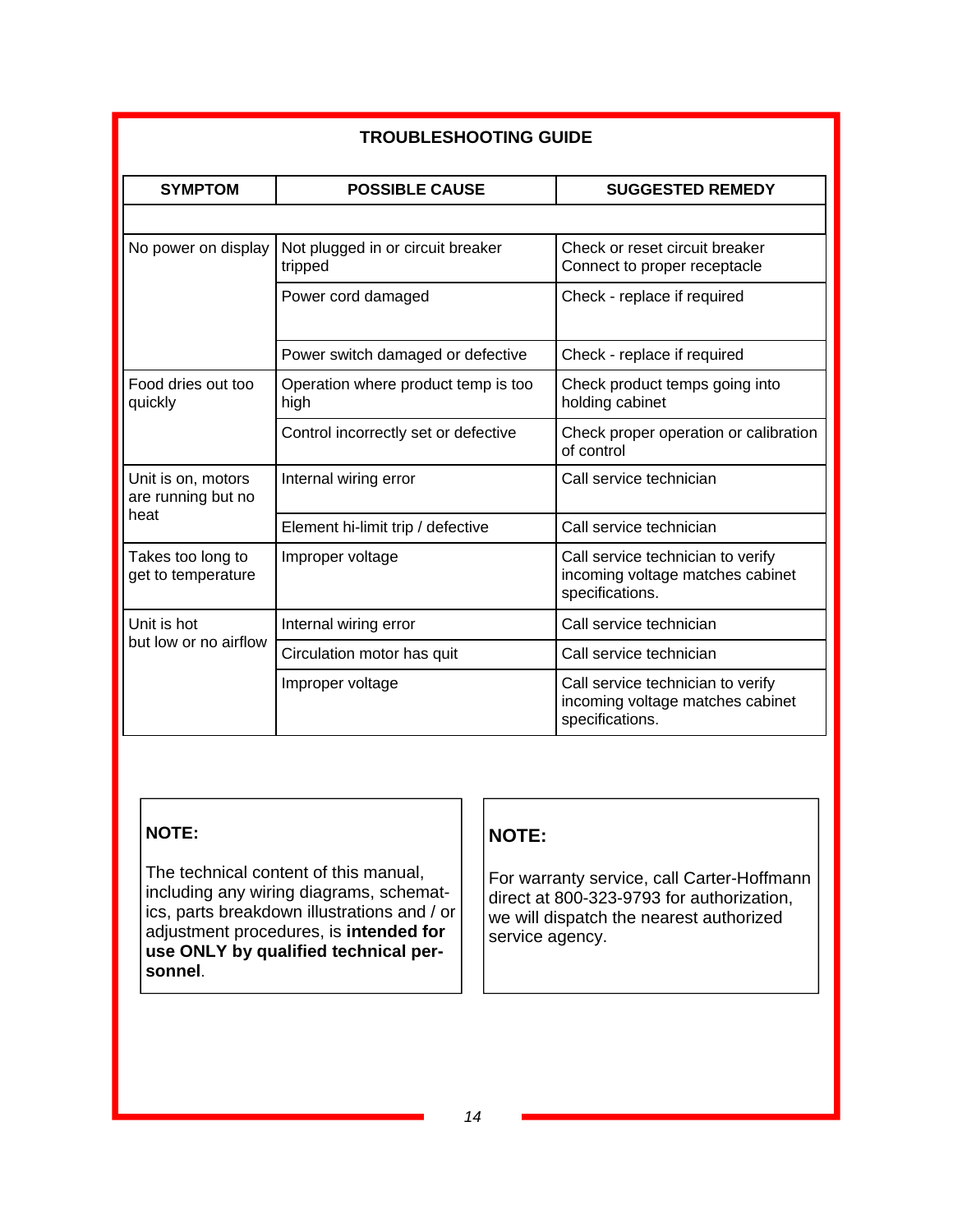## TROUBLESHOOTING GUIDE

| SYMPTOM | POSSIBLE CAUSE | SUGGESTED REMEDY |
|---|---|---|
| | | |
| No power on display | Not plugged in or circuit breaker tripped | Check or reset circuit breaker Connect to proper receptacle |
| | Power cord damaged | Check - replace if required |
| | Power switch damaged or defective | Check - replace if required |
| Food dries out too quickly | Operation where product temp is too high | Check product temps going into holding cabinet |
| | Control incorrectly set or defective | Check proper operation or calibration of control |
| Unit is on, motors are running but no heat | Internal wiring error | Call service technician |
| | Element hi-limit trip / defective | Call service technician |
| Takes too long to get to temperature | Improper voltage | Call service technician to verify incoming voltage matches cabinet specifications. |
| Unit is hot but low or no airflow | Internal wiring error | Call service technician |
| | Circulation motor has quit | Call service technician |
| | Improper voltage | Call service technician to verify incoming voltage matches cabinet specifications. |

**NOTE:**

The technical content of this manual, including any wiring diagrams, schematics, parts breakdown illustrations and / or adjustment procedures, is **intended for use ONLY by qualified technical personnel**.

**NOTE:**

For warranty service, call Carter-Hoffmann direct at 800-323-9793 for authorization, we will dispatch the nearest authorized service agency.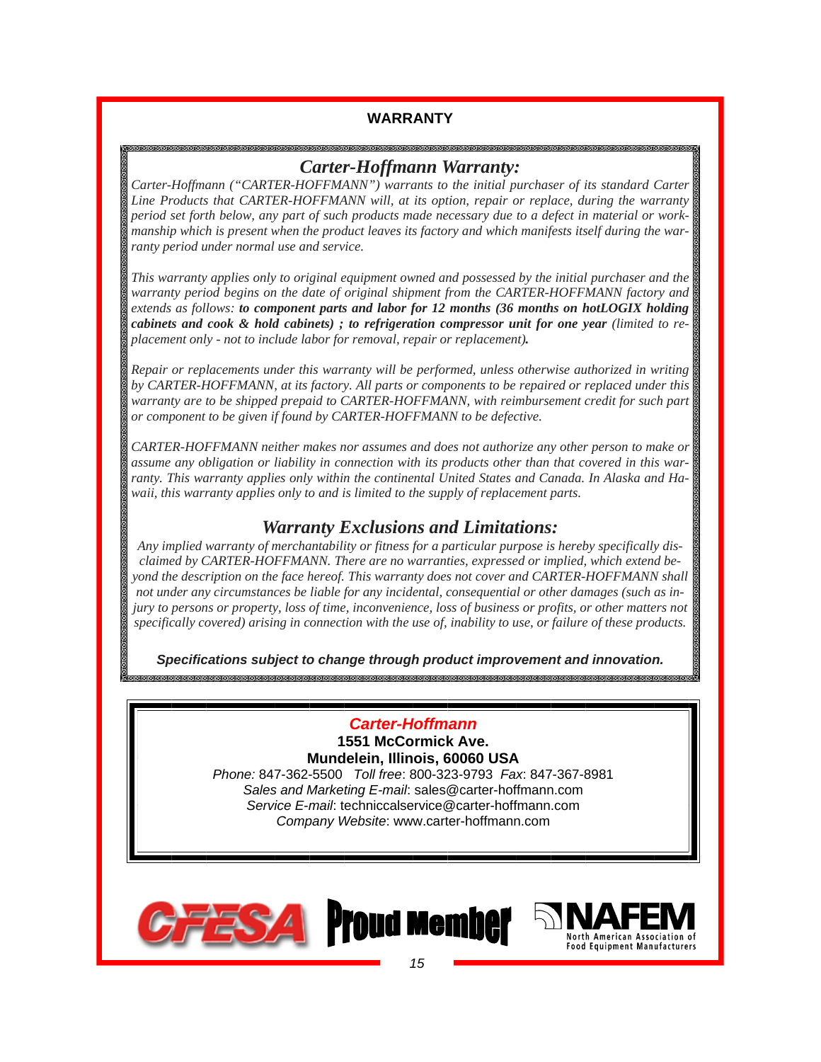## WARRANTY

### *Carter-Hoffmann Warranty:*

*Carter-Hoffmann ("CARTER-HOFFMANN") warrants to the initial purchaser of its standard Carter Line Products that CARTER-HOFFMANN will, at its option, repair or replace, during the warranty period set forth below, any part of such products made necessary due to a defect in material or workmanship which is present when the product leaves its factory and which manifests itself during the warranty period under normal use and service.*

*This warranty applies only to original equipment owned and possessed by the initial purchaser and the warranty period begins on the date of original shipment from the CARTER-HOFFMANN factory and extends as follows:* ***to component parts and labor for 12 months (36 months on hotLOGIX holding cabinets and cook & hold cabinets) ; to refrigeration compressor unit for one year*** *(limited to replacement only - not to include labor for removal, repair or replacement)****.***

*Repair or replacements under this warranty will be performed, unless otherwise authorized in writing by CARTER-HOFFMANN, at its factory. All parts or components to be repaired or replaced under this warranty are to be shipped prepaid to CARTER-HOFFMANN, with reimbursement credit for such part or component to be given if found by CARTER-HOFFMANN to be defective.*

*CARTER-HOFFMANN neither makes nor assumes and does not authorize any other person to make or assume any obligation or liability in connection with its products other than that covered in this warranty. This warranty applies only within the continental United States and Canada. In Alaska and Hawaii, this warranty applies only to and is limited to the supply of replacement parts.*

### *Warranty Exclusions and Limitations:*

*Any implied warranty of merchantability or fitness for a particular purpose is hereby specifically disclaimed by CARTER-HOFFMANN. There are no warranties, expressed or implied, which extend beyond the description on the face hereof. This warranty does not cover and CARTER-HOFFMANN shall not under any circumstances be liable for any incidental, consequential or other damages (such as injury to persons or property, loss of time, inconvenience, loss of business or profits, or other matters not specifically covered) arising in connection with the use of, inability to use, or failure of these products.*

***Specifications subject to change through product improvement and innovation.***

***Carter-Hoffmann***
**1551 McCormick Ave.**
**Mundelein, Illinois, 60060 USA**
*Phone:* 847-362-5500 *Toll free*: 800-323-9793 *Fax*: 847-367-8981
*Sales and Marketing E-mail*: sales@carter-hoffmann.com
*Service E-mail*: techniccalservice@carter-hoffmann.com
*Company Website*: www.carter-hoffmann.com

CFESA Proud Member NAFEM North American Association of Food Equipment Manufacturers